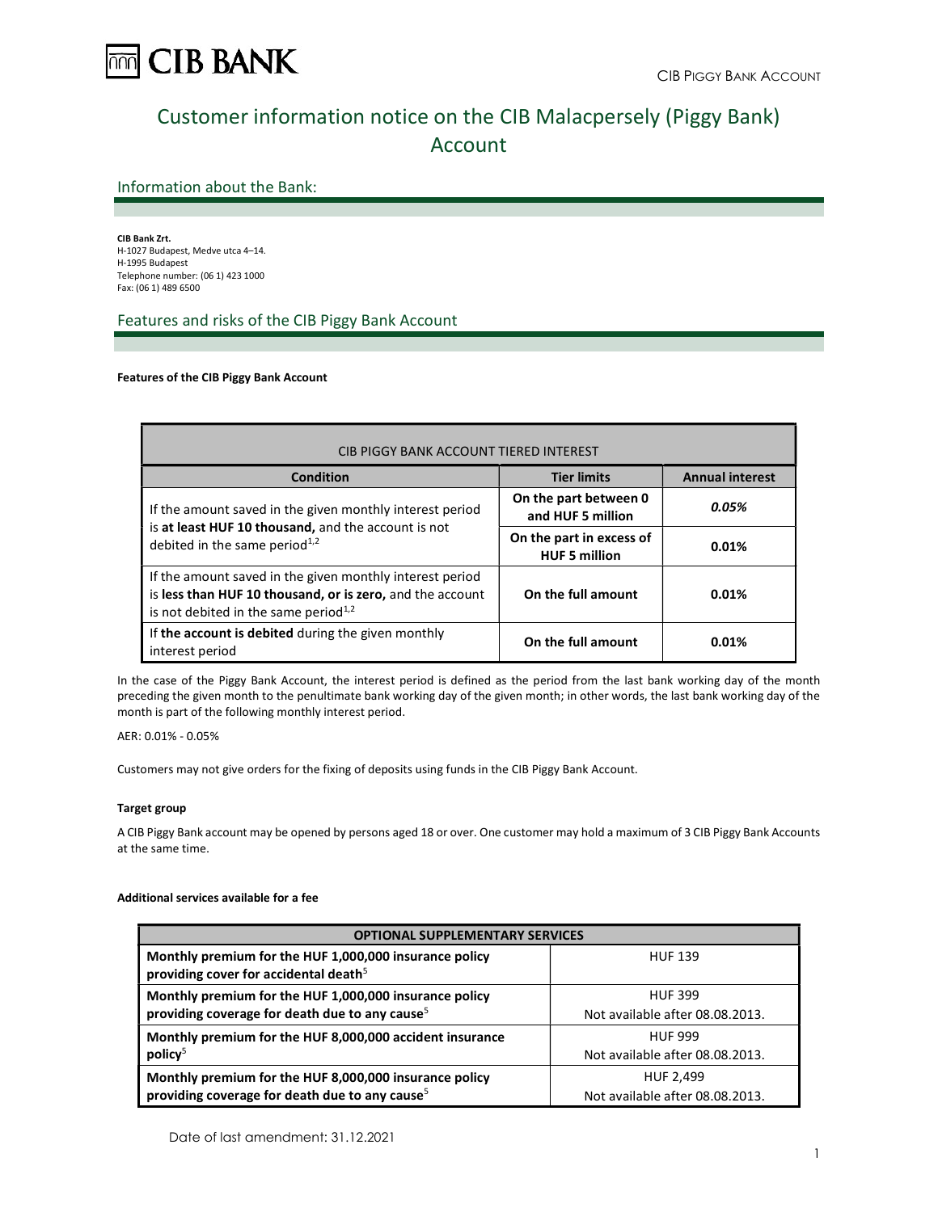# Customer information notice on the CIB Malacpersely (Piggy Bank) Account

## Information about the Bank:

**CIB Bank Zrt.**
H-1027 Budapest, Medve utca 4–14.
H-1995 Budapest
Telephone number: (06 1) 423 1000
Fax: (06 1) 489 6500

## Features and risks of the CIB Piggy Bank Account

**Features of the CIB Piggy Bank Account**

| CIB PIGGY BANK ACCOUNT TIERED INTEREST | | |
|---|---|---|
| **Condition** | **Tier limits** | **Annual interest** |
| If the amount saved in the given monthly interest period is **at least HUF 10 thousand,** and the account is not debited in the same period[1,2] | **On the part between 0 and HUF 5 million** | ***0.05%*** |
| | **On the part in excess of HUF 5 million** | **0.01%** |
| If the amount saved in the given monthly interest period is **less than HUF 10 thousand, or is zero,** and the account is not debited in the same period[1,2] | **On the full amount** | **0.01%** |
| If **the account is debited** during the given monthly interest period | **On the full amount** | **0.01%** |

In the case of the Piggy Bank Account, the interest period is defined as the period from the last bank working day of the month preceding the given month to the penultimate bank working day of the given month; in other words, the last bank working day of the month is part of the following monthly interest period.

AER: 0.01% - 0.05%

Customers may not give orders for the fixing of deposits using funds in the CIB Piggy Bank Account.

**Target group**

A CIB Piggy Bank account may be opened by persons aged 18 or over. One customer may hold a maximum of 3 CIB Piggy Bank Accounts at the same time.

**Additional services available for a fee**

| OPTIONAL SUPPLEMENTARY SERVICES | |
|---|---|
| **Monthly premium for the HUF 1,000,000 insurance policy providing cover for accidental death**[5] | HUF 139 |
| **Monthly premium for the HUF 1,000,000 insurance policy providing coverage for death due to any cause**[5] | HUF 399<br>Not available after 08.08.2013. |
| **Monthly premium for the HUF 8,000,000 accident insurance policy**[5] | HUF 999<br>Not available after 08.08.2013. |
| **Monthly premium for the HUF 8,000,000 insurance policy providing coverage for death due to any cause**[5] | HUF 2,499<br>Not available after 08.08.2013. |

Date of last amendment: 31.12.2021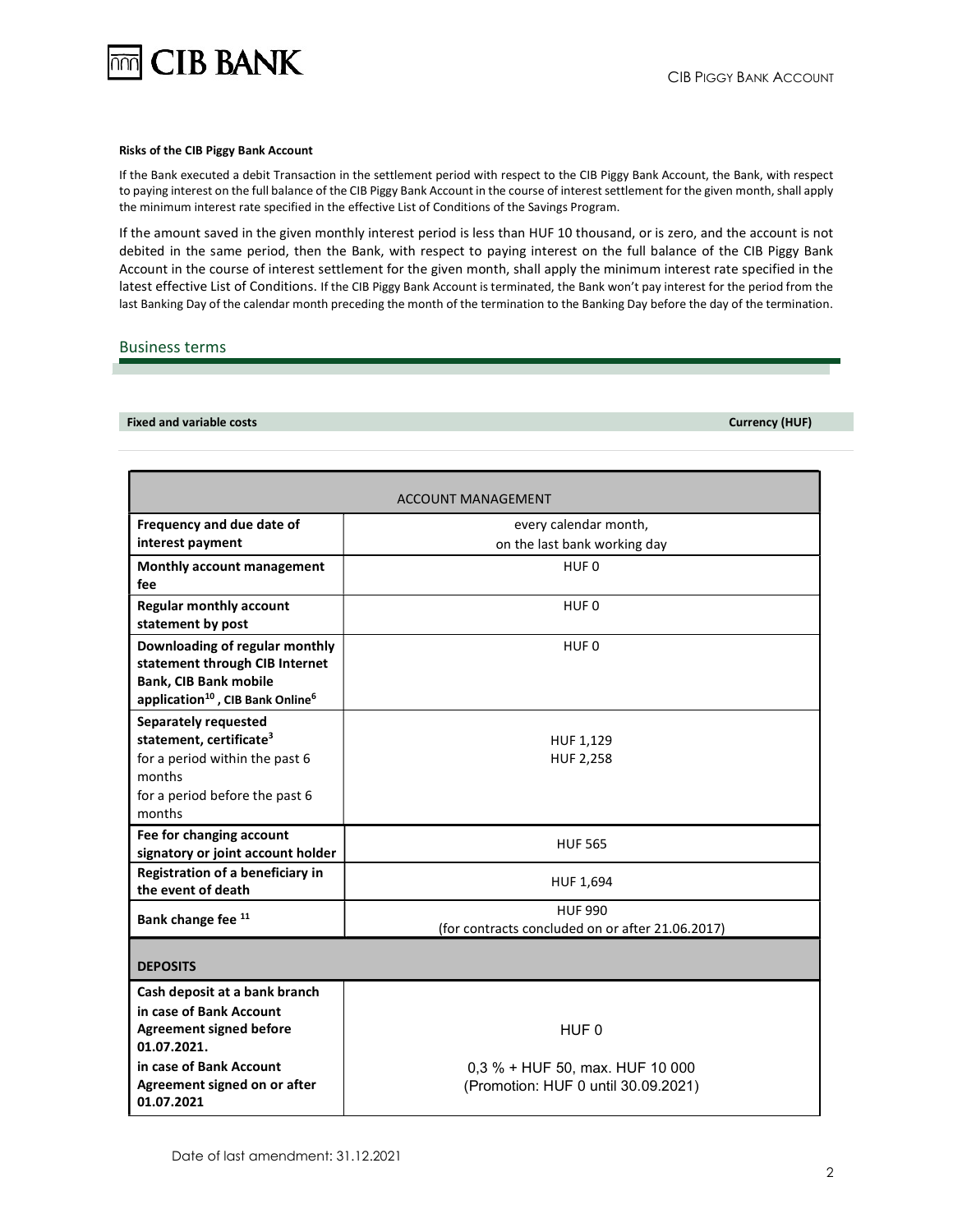**Risks of the CIB Piggy Bank Account**

If the Bank executed a debit Transaction in the settlement period with respect to the CIB Piggy Bank Account, the Bank, with respect to paying interest on the full balance of the CIB Piggy Bank Account in the course of interest settlement for the given month, shall apply the minimum interest rate specified in the effective List of Conditions of the Savings Program.

If the amount saved in the given monthly interest period is less than HUF 10 thousand, or is zero, and the account is not debited in the same period, then the Bank, with respect to paying interest on the full balance of the CIB Piggy Bank Account in the course of interest settlement for the given month, shall apply the minimum interest rate specified in the latest effective List of Conditions. If the CIB Piggy Bank Account is terminated, the Bank won't pay interest for the period from the last Banking Day of the calendar month preceding the month of the termination to the Banking Day before the day of the termination.

## Business terms

**Fixed and variable costs** **Currency (HUF)**

| ACCOUNT MANAGEMENT | |
|---|---|
| **Frequency and due date of interest payment** | every calendar month, on the last bank working day |
| **Monthly account management fee** | HUF 0 |
| **Regular monthly account statement by post** | HUF 0 |
| **Downloading of regular monthly statement through CIB Internet Bank, CIB Bank mobile application[10], CIB Bank Online[6]** | HUF 0 |
| **Separately requested statement, certificate[3]**<br>for a period within the past 6 months<br>for a period before the past 6 months | <br>HUF 1,129<br>HUF 2,258 |
| **Fee for changing account signatory or joint account holder** | HUF 565 |
| **Registration of a beneficiary in the event of death** | HUF 1,694 |
| **Bank change fee [11]** | HUF 990<br>(for contracts concluded on or after 21.06.2017) |
| **DEPOSITS** | |
| **Cash deposit at a bank branch**<br>**in case of Bank Account Agreement signed before 01.07.2021.**<br>**in case of Bank Account Agreement signed on or after 01.07.2021** | <br>HUF 0<br>0,3 % + HUF 50, max. HUF 10 000<br>(Promotion: HUF 0 until 30.09.2021) |

Date of last amendment: 31.12.2021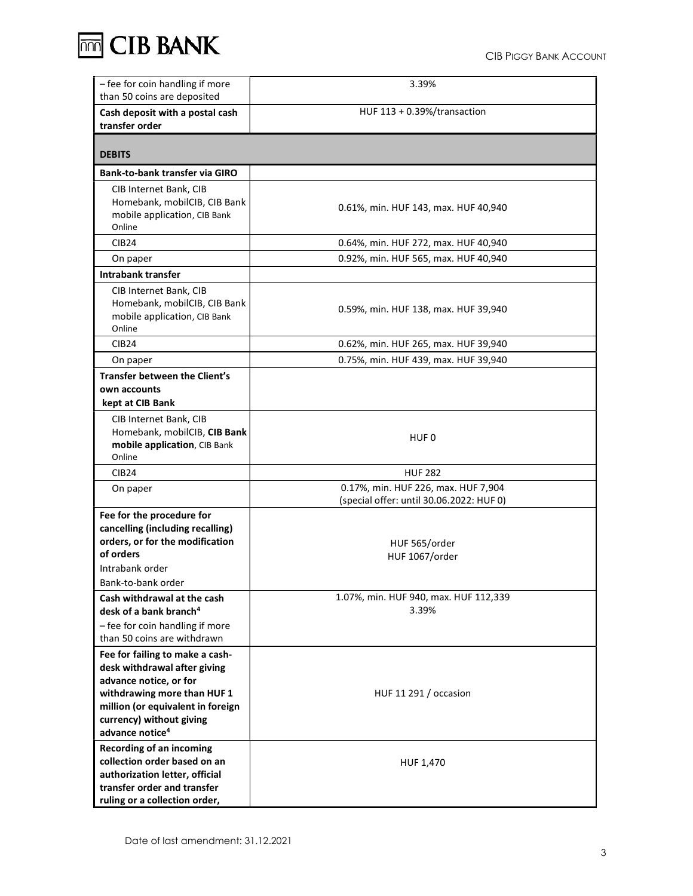| | |
|---|---|
| – fee for coin handling if more than 50 coins are deposited | 3.39% |
| **Cash deposit with a postal cash transfer order** | HUF 113 + 0.39%/transaction |
| **DEBITS** | |
| **Bank-to-bank transfer via GIRO** | |
| CIB Internet Bank, CIB Homebank, mobilCIB, CIB Bank mobile application, CIB Bank Online | 0.61%, min. HUF 143, max. HUF 40,940 |
| CIB24 | 0.64%, min. HUF 272, max. HUF 40,940 |
| On paper | 0.92%, min. HUF 565, max. HUF 40,940 |
| **Intrabank transfer** | |
| CIB Internet Bank, CIB Homebank, mobilCIB, CIB Bank mobile application, CIB Bank Online | 0.59%, min. HUF 138, max. HUF 39,940 |
| CIB24 | 0.62%, min. HUF 265, max. HUF 39,940 |
| On paper | 0.75%, min. HUF 439, max. HUF 39,940 |
| **Transfer between the Client's own accounts kept at CIB Bank** | |
| CIB Internet Bank, CIB Homebank, mobilCIB, **CIB Bank mobile application**, CIB Bank Online | HUF 0 |
| CIB24 | HUF 282 |
| On paper | 0.17%, min. HUF 226, max. HUF 7,904 (special offer: until 30.06.2022: HUF 0) |
| **Fee for the procedure for cancelling (including recalling) orders, or for the modification of orders**<br>Intrabank order<br>Bank-to-bank order | HUF 565/order<br>HUF 1067/order |
| **Cash withdrawal at the cash desk of a bank branch**[4]<br>– fee for coin handling if more than 50 coins are withdrawn | 1.07%, min. HUF 940, max. HUF 112,339<br>3.39% |
| **Fee for failing to make a cash-desk withdrawal after giving advance notice, or for withdrawing more than HUF 1 million (or equivalent in foreign currency) without giving advance notice**[4] | HUF 11 291 / occasion |
| **Recording of an incoming collection order based on an authorization letter, official transfer order and transfer ruling or a collection order,** | HUF 1,470 |

Date of last amendment: 31.12.2021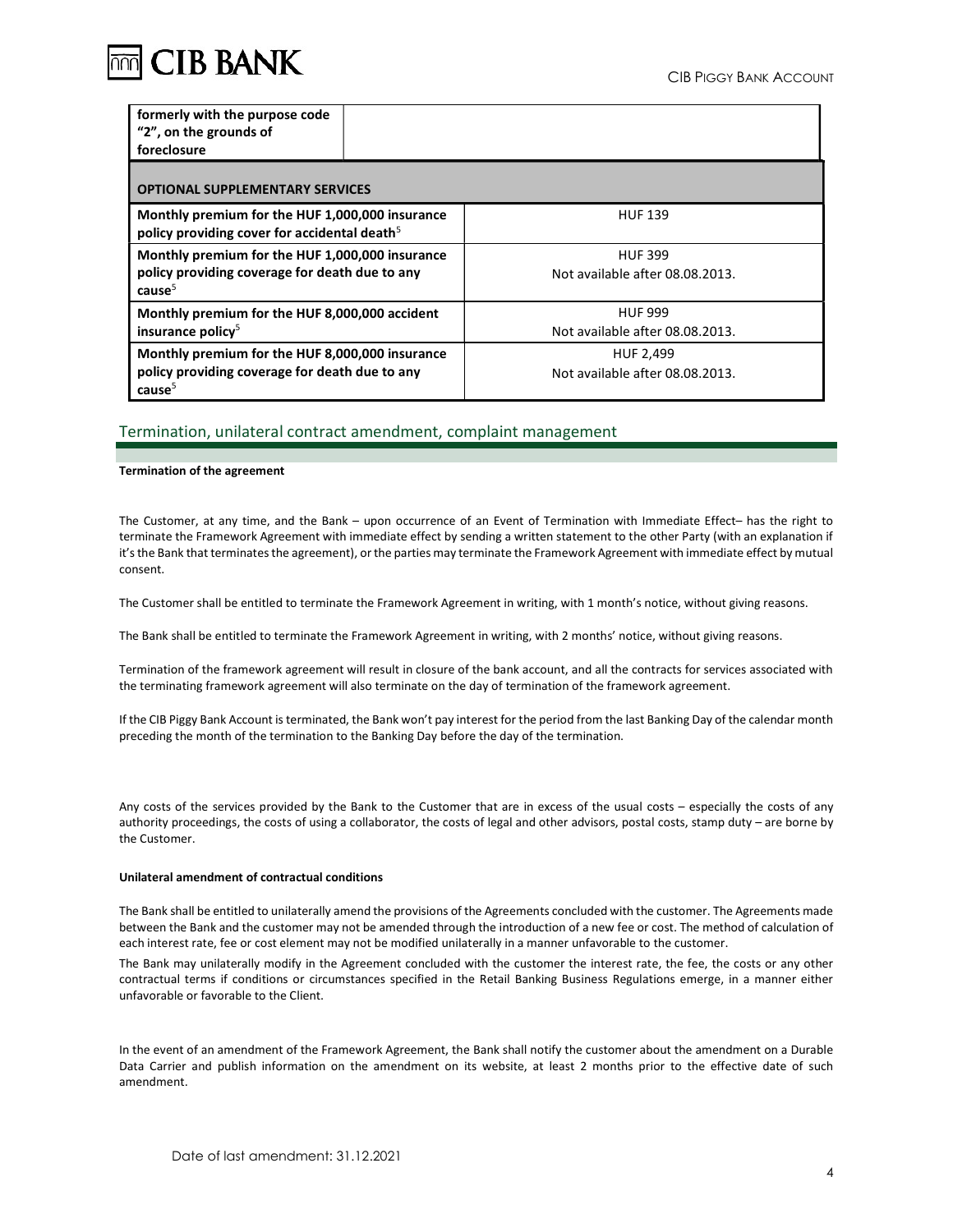| formerly with the purpose code "2", on the grounds of foreclosure | |
|---|---|
| **OPTIONAL SUPPLEMENTARY SERVICES** | |
| **Monthly premium for the HUF 1,000,000 insurance policy providing cover for accidental death**[5] | HUF 139 |
| **Monthly premium for the HUF 1,000,000 insurance policy providing coverage for death due to any cause**[5] | HUF 399<br>Not available after 08.08.2013. |
| **Monthly premium for the HUF 8,000,000 accident insurance policy**[5] | HUF 999<br>Not available after 08.08.2013. |
| **Monthly premium for the HUF 8,000,000 insurance policy providing coverage for death due to any cause**[5] | HUF 2,499<br>Not available after 08.08.2013. |

## Termination, unilateral contract amendment, complaint management

**Termination of the agreement**

The Customer, at any time, and the Bank – upon occurrence of an Event of Termination with Immediate Effect– has the right to terminate the Framework Agreement with immediate effect by sending a written statement to the other Party (with an explanation if it's the Bank that terminates the agreement), or the parties may terminate the Framework Agreement with immediate effect by mutual consent.

The Customer shall be entitled to terminate the Framework Agreement in writing, with 1 month's notice, without giving reasons.

The Bank shall be entitled to terminate the Framework Agreement in writing, with 2 months' notice, without giving reasons.

Termination of the framework agreement will result in closure of the bank account, and all the contracts for services associated with the terminating framework agreement will also terminate on the day of termination of the framework agreement.

If the CIB Piggy Bank Account is terminated, the Bank won't pay interest for the period from the last Banking Day of the calendar month preceding the month of the termination to the Banking Day before the day of the termination.

Any costs of the services provided by the Bank to the Customer that are in excess of the usual costs – especially the costs of any authority proceedings, the costs of using a collaborator, the costs of legal and other advisors, postal costs, stamp duty – are borne by the Customer.

**Unilateral amendment of contractual conditions**

The Bank shall be entitled to unilaterally amend the provisions of the Agreements concluded with the customer. The Agreements made between the Bank and the customer may not be amended through the introduction of a new fee or cost. The method of calculation of each interest rate, fee or cost element may not be modified unilaterally in a manner unfavorable to the customer.

The Bank may unilaterally modify in the Agreement concluded with the customer the interest rate, the fee, the costs or any other contractual terms if conditions or circumstances specified in the Retail Banking Business Regulations emerge, in a manner either unfavorable or favorable to the Client.

In the event of an amendment of the Framework Agreement, the Bank shall notify the customer about the amendment on a Durable Data Carrier and publish information on the amendment on its website, at least 2 months prior to the effective date of such amendment.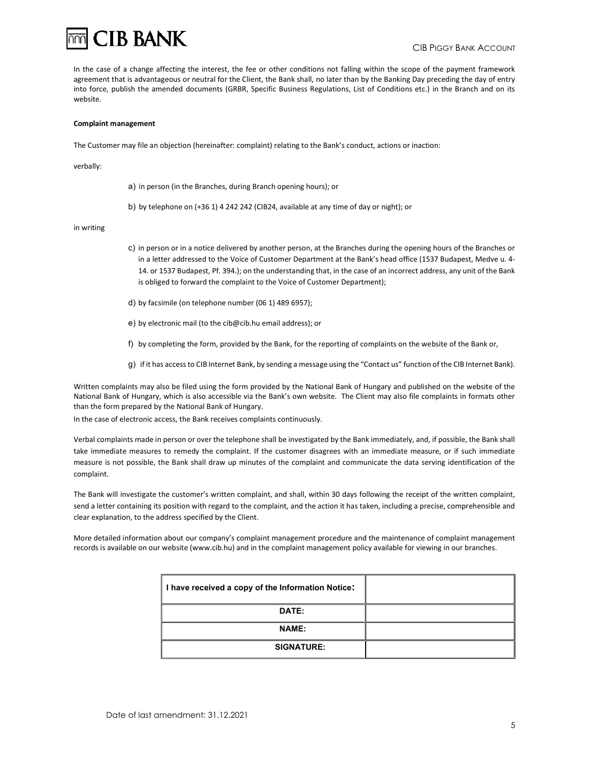In the case of a change affecting the interest, the fee or other conditions not falling within the scope of the payment framework agreement that is advantageous or neutral for the Client, the Bank shall, no later than by the Banking Day preceding the day of entry into force, publish the amended documents (GRBR, Specific Business Regulations, List of Conditions etc.) in the Branch and on its website.

**Complaint management**

The Customer may file an objection (hereinafter: complaint) relating to the Bank's conduct, actions or inaction:

verbally:

a) in person (in the Branches, during Branch opening hours); or

b) by telephone on (+36 1) 4 242 242 (CIB24, available at any time of day or night); or

in writing

c) in person or in a notice delivered by another person, at the Branches during the opening hours of the Branches or in a letter addressed to the Voice of Customer Department at the Bank's head office (1537 Budapest, Medve u. 4-14. or 1537 Budapest, Pf. 394.); on the understanding that, in the case of an incorrect address, any unit of the Bank is obliged to forward the complaint to the Voice of Customer Department);

d) by facsimile (on telephone number (06 1) 489 6957);

e) by electronic mail (to the cib@cib.hu email address); or

f) by completing the form, provided by the Bank, for the reporting of complaints on the website of the Bank or,

g) if it has access to CIB Internet Bank, by sending a message using the "Contact us" function of the CIB Internet Bank).

Written complaints may also be filed using the form provided by the National Bank of Hungary and published on the website of the National Bank of Hungary, which is also accessible via the Bank's own website. The Client may also file complaints in formats other than the form prepared by the National Bank of Hungary.

In the case of electronic access, the Bank receives complaints continuously.

Verbal complaints made in person or over the telephone shall be investigated by the Bank immediately, and, if possible, the Bank shall take immediate measures to remedy the complaint. If the customer disagrees with an immediate measure, or if such immediate measure is not possible, the Bank shall draw up minutes of the complaint and communicate the data serving identification of the complaint.

The Bank will investigate the customer's written complaint, and shall, within 30 days following the receipt of the written complaint, send a letter containing its position with regard to the complaint, and the action it has taken, including a precise, comprehensible and clear explanation, to the address specified by the Client.

More detailed information about our company's complaint management procedure and the maintenance of complaint management records is available on our website (www.cib.hu) and in the complaint management policy available for viewing in our branches.

| **I have received a copy of the Information Notice:** | |
|---|---|
| **DATE:** | |
| **NAME:** | |
| **SIGNATURE:** | |

Date of last amendment: 31.12.2021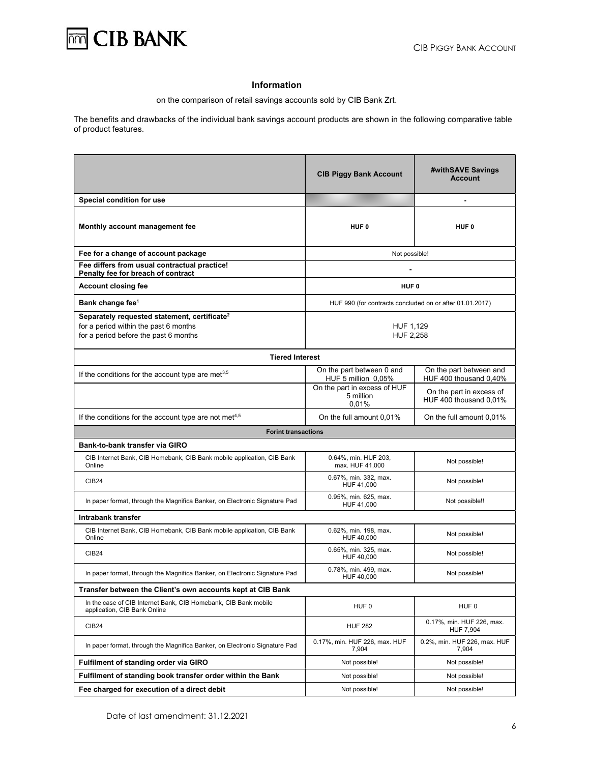## Information

on the comparison of retail savings accounts sold by CIB Bank Zrt.

The benefits and drawbacks of the individual bank savings account products are shown in the following comparative table of product features.

| | CIB Piggy Bank Account | #withSAVE Savings Account |
|---|---|---|
| **Special condition for use** | | - |
| **Monthly account management fee** | HUF 0 | HUF 0 |
| **Fee for a change of account package** | Not possible! | |
| **Fee differs from usual contractual practice! Penalty fee for breach of contract** | - | |
| **Account closing fee** | HUF 0 | |
| **Bank change fee[1]** | HUF 990 (for contracts concluded on or after 01.01.2017) | |
| **Separately requested statement, certificate[2]** for a period within the past 6 months / for a period before the past 6 months | HUF 1,129 / HUF 2,258 | |
| **Tiered Interest** | | |
| If the conditions for the account type are met[3,5] | On the part between 0 and HUF 5 million 0,05% | On the part between and HUF 400 thousand 0,40% |
| | On the part in excess of HUF 5 million 0,01% | On the part in excess of HUF 400 thousand 0,01% |
| If the conditions for the account type are not met[4,5] | On the full amount 0,01% | On the full amount 0,01% |
| **Forint transactions** | | |
| **Bank-to-bank transfer via GIRO** | | |
| CIB Internet Bank, CIB Homebank, CIB Bank mobile application, CIB Bank Online | 0.64%, min. HUF 203, max. HUF 41,000 | Not possible! |
| CIB24 | 0.67%, min. 332, max. HUF 41,000 | Not possible! |
| In paper format, through the Magnifica Banker, on Electronic Signature Pad | 0.95%, min. 625, max. HUF 41,000 | Not possible!! |
| **Intrabank transfer** | | |
| CIB Internet Bank, CIB Homebank, CIB Bank mobile application, CIB Bank Online | 0.62%, min. 198, max. HUF 40,000 | Not possible! |
| CIB24 | 0.65%, min. 325, max. HUF 40,000 | Not possible! |
| In paper format, through the Magnifica Banker, on Electronic Signature Pad | 0.78%, min. 499, max. HUF 40,000 | Not possible! |
| **Transfer between the Client's own accounts kept at CIB Bank** | | |
| In the case of CIB Internet Bank, CIB Homebank, CIB Bank mobile application, CIB Bank Online | HUF 0 | HUF 0 |
| CIB24 | HUF 282 | 0.17%, min. HUF 226, max. HUF 7,904 |
| In paper format, through the Magnifica Banker, on Electronic Signature Pad | 0.17%, min. HUF 226, max. HUF 7,904 | 0.2%, min. HUF 226, max. HUF 7,904 |
| **Fulfilment of standing order via GIRO** | Not possible! | Not possible! |
| **Fulfilment of standing book transfer order within the Bank** | Not possible! | Not possible! |
| **Fee charged for execution of a direct debit** | Not possible! | Not possible! |

Date of last amendment: 31.12.2021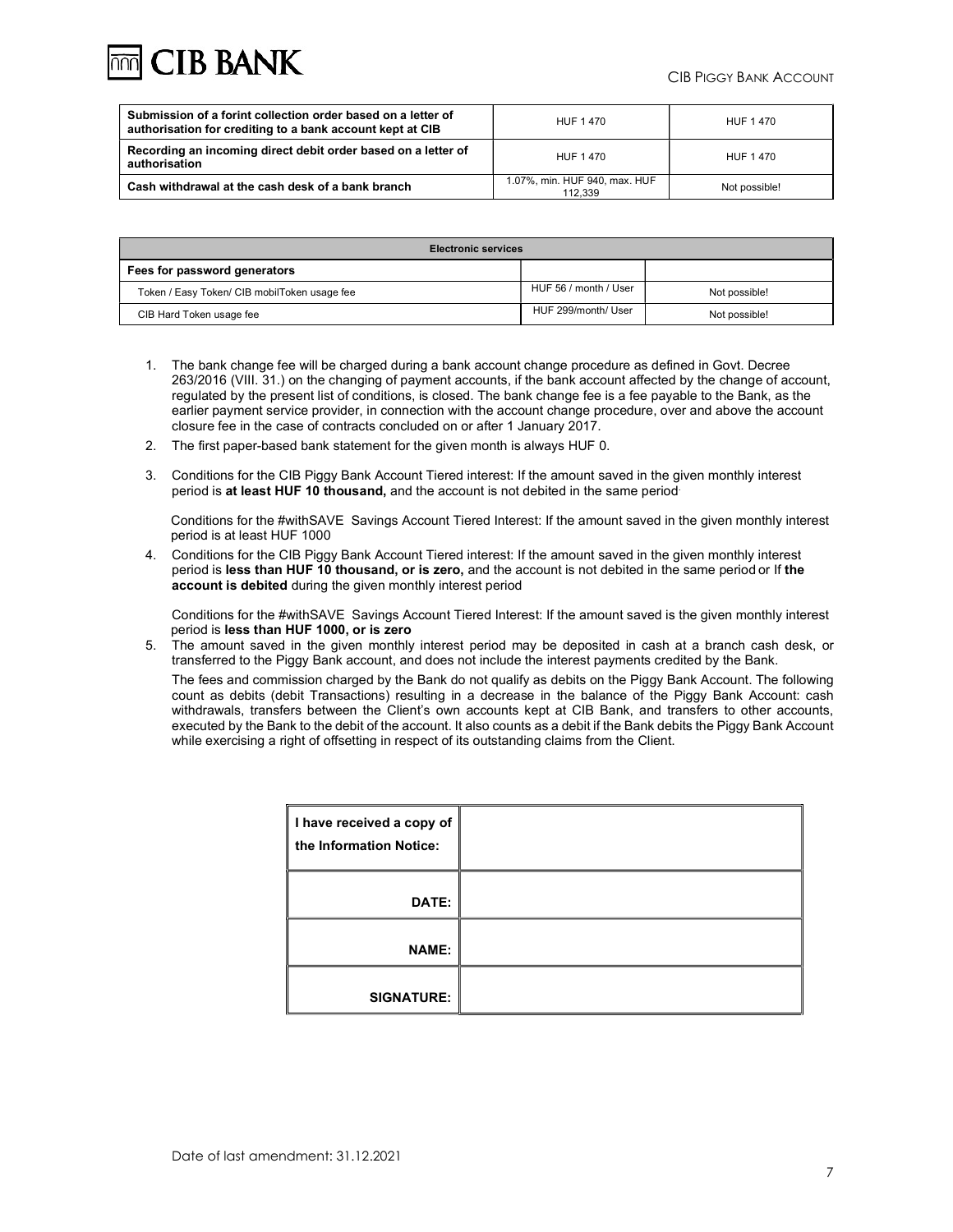| | | |
|---|---|---|
| **Submission of a forint collection order based on a letter of authorisation for crediting to a bank account kept at CIB** | HUF 1 470 | HUF 1 470 |
| **Recording an incoming direct debit order based on a letter of authorisation** | HUF 1 470 | HUF 1 470 |
| **Cash withdrawal at the cash desk of a bank branch** | 1.07%, min. HUF 940, max. HUF 112,339 | Not possible! |

| **Electronic services** | | |
|---|---|---|
| **Fees for password generators** | | |
| Token / Easy Token/ CIB mobilToken usage fee | HUF 56 / month / User | Not possible! |
| CIB Hard Token usage fee | HUF 299/month/ User | Not possible! |

1. The bank change fee will be charged during a bank account change procedure as defined in Govt. Decree 263/2016 (VIII. 31.) on the changing of payment accounts, if the bank account affected by the change of account, regulated by the present list of conditions, is closed. The bank change fee is a fee payable to the Bank, as the earlier payment service provider, in connection with the account change procedure, over and above the account closure fee in the case of contracts concluded on or after 1 January 2017.
2. The first paper-based bank statement for the given month is always HUF 0.
3. Conditions for the CIB Piggy Bank Account Tiered interest: If the amount saved in the given monthly interest period is **at least HUF 10 thousand,** and the account is not debited in the same period.

   Conditions for the #withSAVE Savings Account Tiered Interest: If the amount saved in the given monthly interest period is at least HUF 1000
4. Conditions for the CIB Piggy Bank Account Tiered interest: If the amount saved in the given monthly interest period is **less than HUF 10 thousand, or is zero,** and the account is not debited in the same period or If **the account is debited** during the given monthly interest period

   Conditions for the #withSAVE Savings Account Tiered Interest: If the amount saved is the given monthly interest period is **less than HUF 1000, or is zero**
5. The amount saved in the given monthly interest period may be deposited in cash at a branch cash desk, or transferred to the Piggy Bank account, and does not include the interest payments credited by the Bank.

   The fees and commission charged by the Bank do not qualify as debits on the Piggy Bank Account. The following count as debits (debit Transactions) resulting in a decrease in the balance of the Piggy Bank Account: cash withdrawals, transfers between the Client's own accounts kept at CIB Bank, and transfers to other accounts, executed by the Bank to the debit of the account. It also counts as a debit if the Bank debits the Piggy Bank Account while exercising a right of offsetting in respect of its outstanding claims from the Client.

| | |
|---|---|
| **I have received a copy of the Information Notice:** | |
| **DATE:** | |
| **NAME:** | |
| **SIGNATURE:** | |

Date of last amendment: 31.12.2021